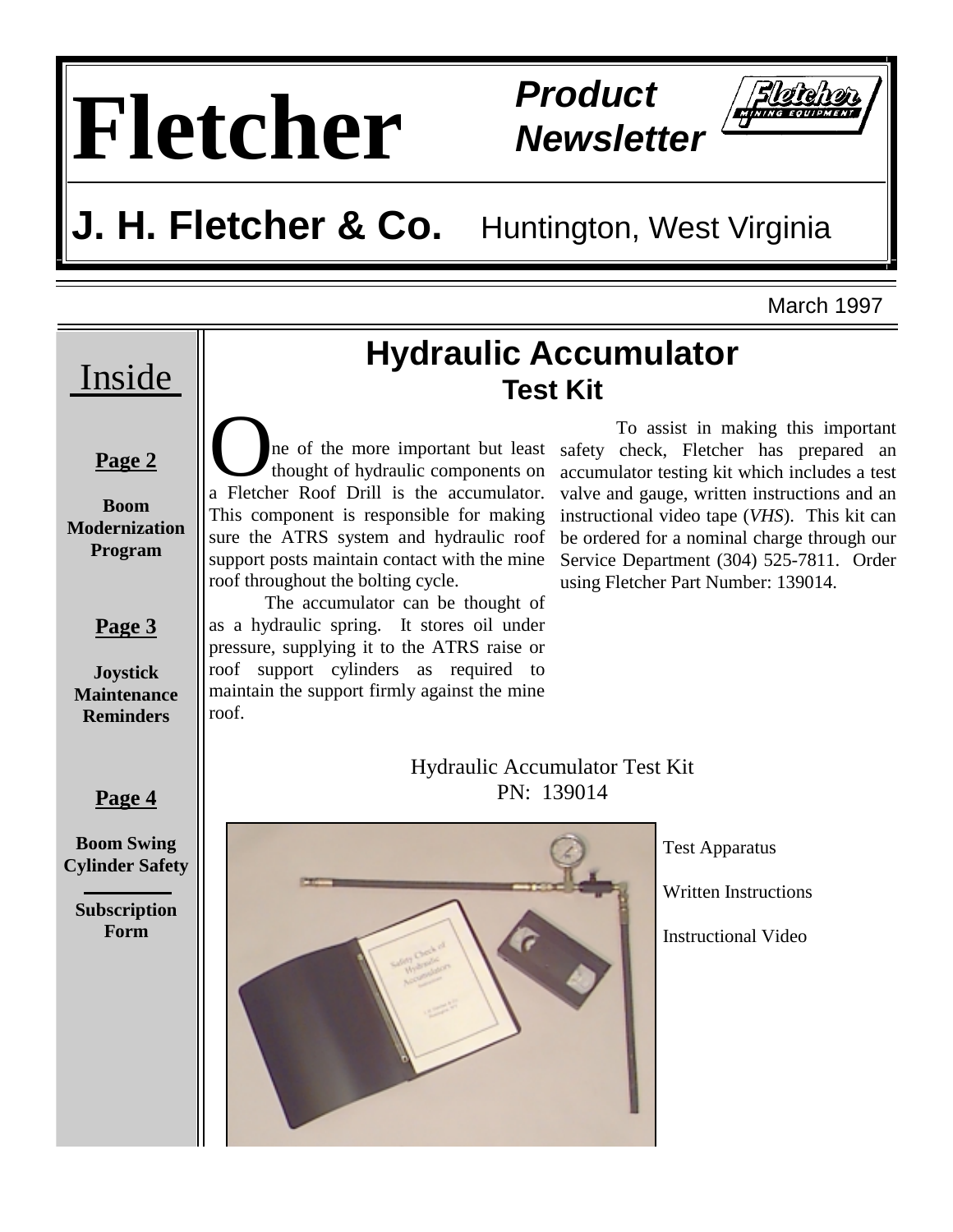# Fletcher

**Product Newsletter**

## J. H. Fletcher & Co. Huntington, West Virginia

March 1997

**Inside**

**Page 2**

**Boom Modernization Program**

**Page 3**

**Joystick Maintenance Reminders**

**Page 4**

**Boom Swing Cylinder Safety**

**Subscription Form**

## Hydraulic Accumulator

### Test Kit

One of the more important but least thought of hydraulic components on a Fletcher Roof Drill is the accumulator. This component is responsible for making sure the ATRS system and hydraulic roof support posts maintain contact with the mine roof throughout the bolting cycle.

The accumulator can be thought of as a hydraulic spring. It stores oil under pressure, supplying it to the ATRS raise or roof support cylinders as required to maintain the support firmly against the mine roof.

To assist in making this important safety check, Fletcher has prepared an accumulator testing kit which includes a test valve and gauge, written instructions and an instructional video tape (*VHS*). This kit can be ordered for a nominal charge through our Service Department (304) 525-7811. Order using Fletcher Part Number: 139014.

Hydraulic Accumulator Test Kit
PN: 139014

Test Apparatus

Written Instructions

Instructional Video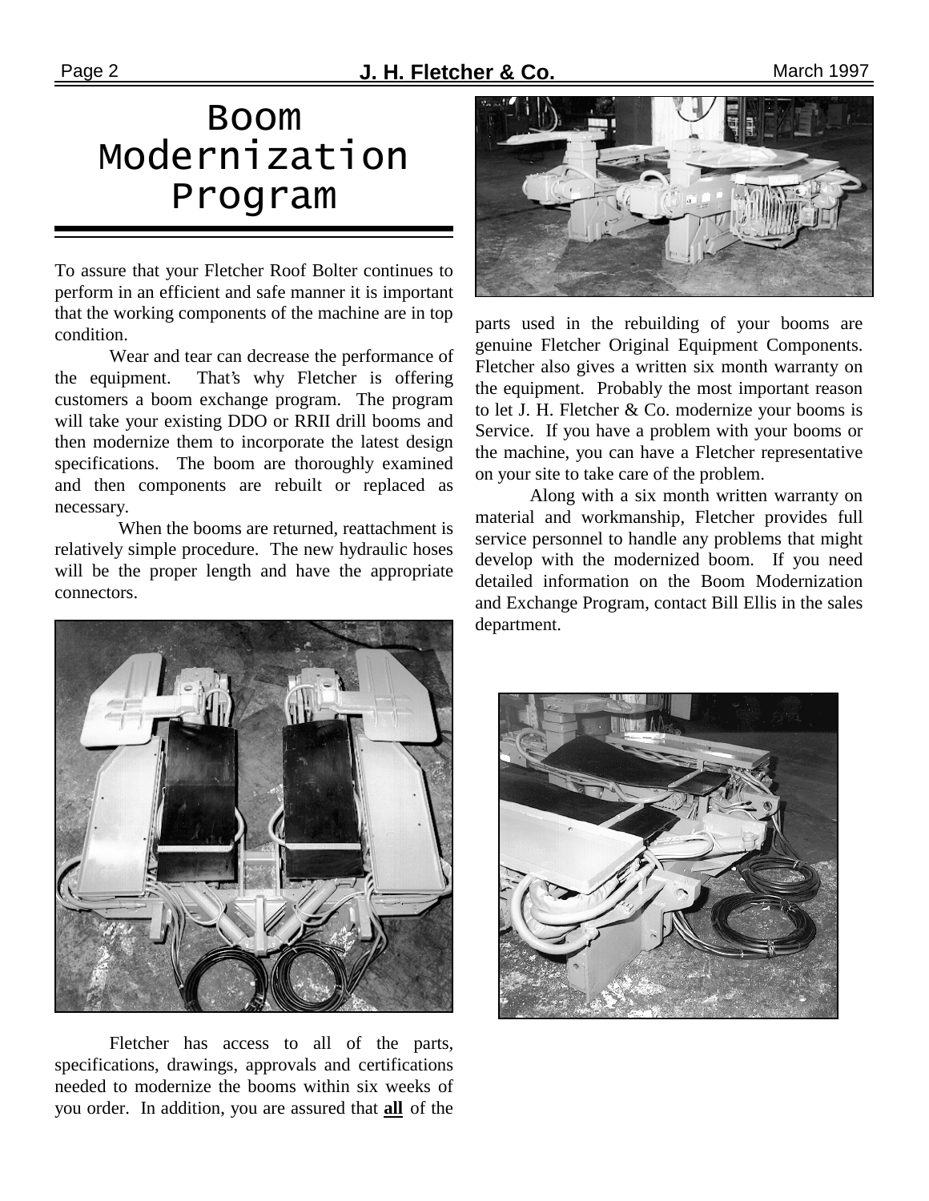# Boom Modernization Program

To assure that your Fletcher Roof Bolter continues to perform in an efficient and safe manner it is important that the working components of the machine are in top condition.

Wear and tear can decrease the performance of the equipment. That's why Fletcher is offering customers a boom exchange program. The program will take your existing DDO or RRII drill booms and then modernize them to incorporate the latest design specifications. The boom are thoroughly examined and then components are rebuilt or replaced as necessary.

When the booms are returned, reattachment is relatively simple procedure. The new hydraulic hoses will be the proper length and have the appropriate connectors.

Fletcher has access to all of the parts, specifications, drawings, approvals and certifications needed to modernize the booms within six weeks of you order. In addition, you are assured that **all** of the parts used in the rebuilding of your booms are genuine Fletcher Original Equipment Components. Fletcher also gives a written six month warranty on the equipment. Probably the most important reason to let J. H. Fletcher & Co. modernize your booms is Service. If you have a problem with your booms or the machine, you can have a Fletcher representative on your site to take care of the problem.

Along with a six month written warranty on material and workmanship, Fletcher provides full service personnel to handle any problems that might develop with the modernized boom. If you need detailed information on the Boom Modernization and Exchange Program, contact Bill Ellis in the sales department.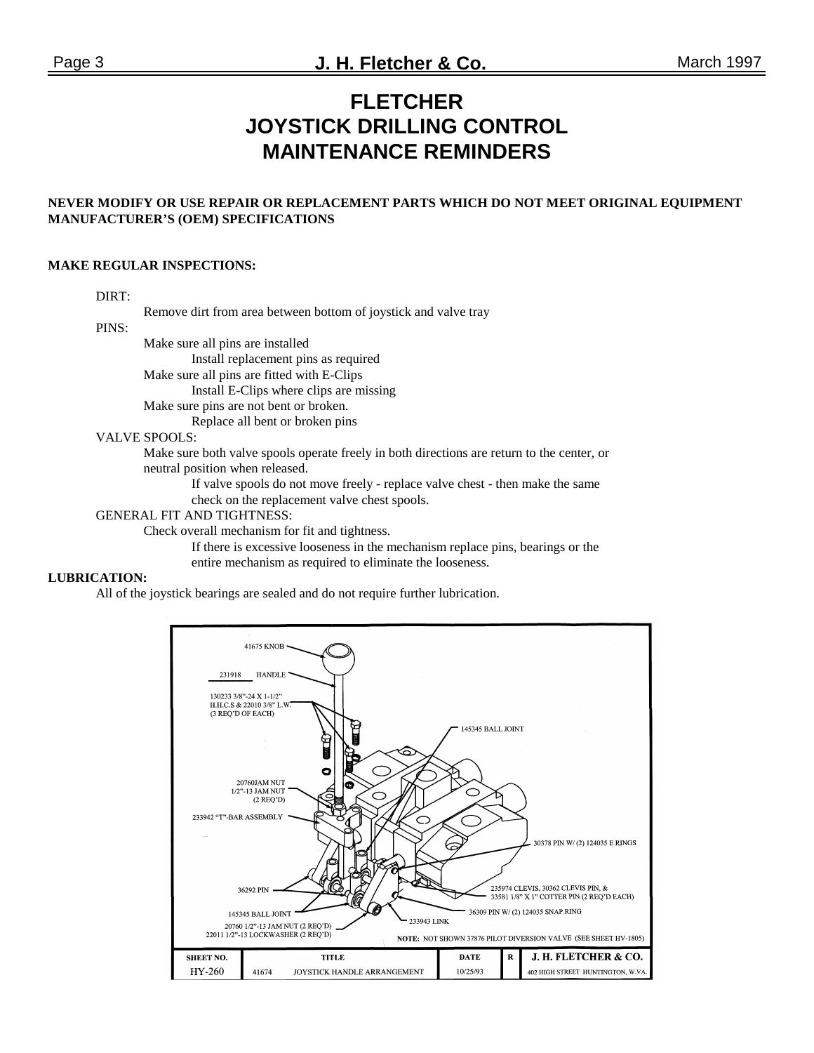# FLETCHER JOYSTICK DRILLING CONTROL MAINTENANCE REMINDERS

**NEVER MODIFY OR USE REPAIR OR REPLACEMENT PARTS WHICH DO NOT MEET ORIGINAL EQUIPMENT MANUFACTURER'S (OEM) SPECIFICATIONS**

**MAKE REGULAR INSPECTIONS:**

DIRT:

- Remove dirt from area between bottom of joystick and valve tray

PINS:

- Make sure all pins are installed
  - Install replacement pins as required
- Make sure all pins are fitted with E-Clips
  - Install E-Clips where clips are missing
- Make sure pins are not bent or broken.
  - Replace all bent or broken pins

VALVE SPOOLS:

- Make sure both valve spools operate freely in both directions are return to the center, or neutral position when released.
  - If valve spools do not move freely - replace valve chest - then make the same check on the replacement valve chest spools.

GENERAL FIT AND TIGHTNESS:

- Check overall mechanism for fit and tightness.
  - If there is excessive looseness in the mechanism replace pins, bearings or the entire mechanism as required to eliminate the looseness.

**LUBRICATION:**

All of the joystick bearings are sealed and do not require further lubrication.

41675 KNOB

231918 HANDLE

130233 3/8"-24 X 1-1/2" H.H.C.S & 22010 3/8" L.W. (3 REQ'D OF EACH)

145345 BALL JOINT

20760JAM NUT 1/2"-13 JAM NUT (2 REQ'D)

233942 "T"-BAR ASSEMBLY

30378 PIN W/ (2) 124035 E RINGS

36292 PIN

235974 CLEVIS, 30362 CLEVIS PIN, & 33581 1/8" X 1" COTTER PIN (2 REQ'D EACH)

36309 PIN W/ (2) 124035 SNAP RING

145345 BALL JOINT

233943 LINK

20760 1/2"-13 JAM NUT (2 REQ'D)
22011 1/2"-13 LOCKWASHER (2 REQ'D)

NOTE: NOT SHOWN 37876 PILOT DIVERSION VALVE (SEE SHEET HV-1805)

| SHEET NO. | TITLE | DATE | R | J. H. FLETCHER & CO. |
|---|---|---|---|---|
| HY-260 | 41674 JOYSTICK HANDLE ARRANGEMENT | 10/25/93 | | 402 HIGH STREET HUNTINGTON, W.VA. |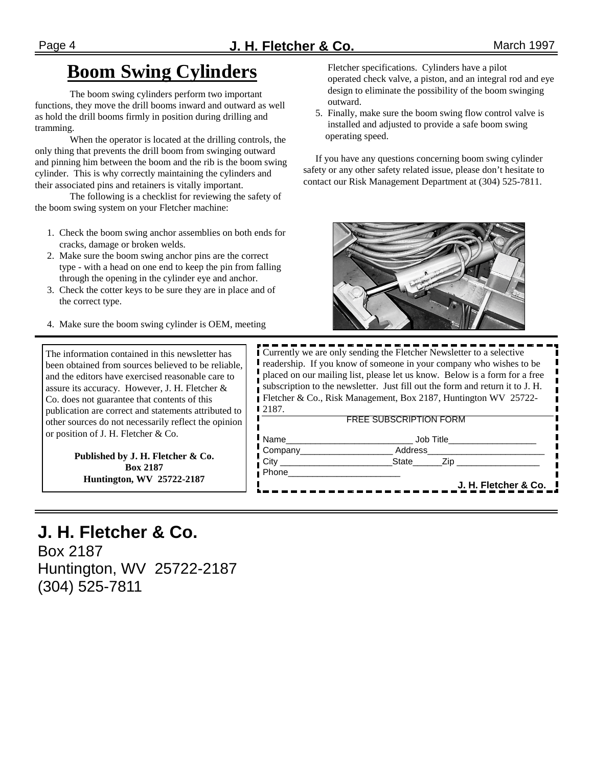# Boom Swing Cylinders

The boom swing cylinders perform two important functions, they move the drill booms inward and outward as well as hold the drill booms firmly in position during drilling and tramming.

When the operator is located at the drilling controls, the only thing that prevents the drill boom from swinging outward and pinning him between the boom and the rib is the boom swing cylinder. This is why correctly maintaining the cylinders and their associated pins and retainers is vitally important.

The following is a checklist for reviewing the safety of the boom swing system on your Fletcher machine:

1. Check the boom swing anchor assemblies on both ends for cracks, damage or broken welds.
2. Make sure the boom swing anchor pins are the correct type - with a head on one end to keep the pin from falling through the opening in the cylinder eye and anchor.
3. Check the cotter keys to be sure they are in place and of the correct type.
4. Make sure the boom swing cylinder is OEM, meeting Fletcher specifications. Cylinders have a pilot operated check valve, a piston, and an integral rod and eye design to eliminate the possibility of the boom swinging outward.
5. Finally, make sure the boom swing flow control valve is installed and adjusted to provide a safe boom swing operating speed.

If you have any questions concerning boom swing cylinder safety or any other safety related issue, please don't hesitate to contact our Risk Management Department at (304) 525-7811.

---

The information contained in this newsletter has been obtained from sources believed to be reliable, and the editors have exercised reasonable care to assure its accuracy. However, J. H. Fletcher & Co. does not guarantee that contents of this publication are correct and statements attributed to other sources do not necessarily reflect the opinion or position of J. H. Fletcher & Co.

**Published by J. H. Fletcher & Co.**
**Box 2187**
**Huntington, WV 25722-2187**

---

Currently we are only sending the Fletcher Newsletter to a selective readership. If you know of someone in your company who wishes to be placed on our mailing list, please let us know. Below is a form for a free subscription to the newsletter. Just fill out the form and return it to J. H. Fletcher & Co., Risk Management, Box 2187, Huntington WV 25722-2187.

FREE SUBSCRIPTION FORM

Name__________________________ Job Title__________________
Company___________________ Address_________________________
City _______________________State______Zip _________________
Phone________________________

**J. H. Fletcher & Co.**

---

**J. H. Fletcher & Co.**
Box 2187
Huntington, WV 25722-2187
(304) 525-7811